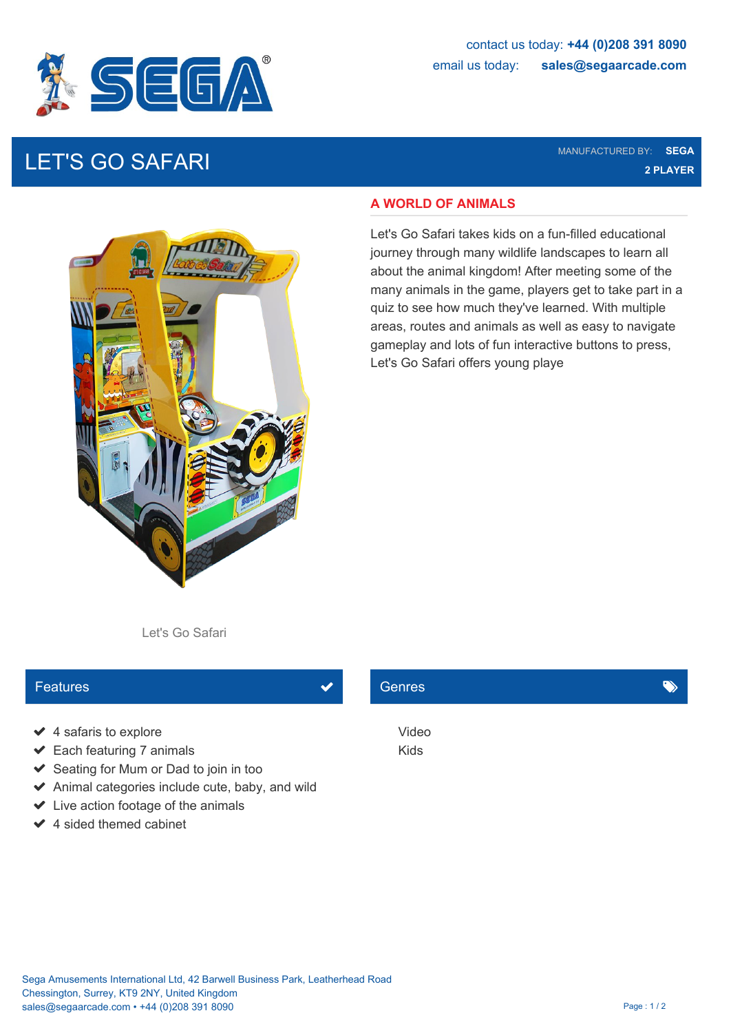contact us today: **+44 (0)208 391 8090**
email us today: **sales@segaarcade.com**

# LET'S GO SAFARI

MANUFACTURED BY: **SEGA**
**2 PLAYER**

## A WORLD OF ANIMALS

Let's Go Safari takes kids on a fun-filled educational journey through many wildlife landscapes to learn all about the animal kingdom! After meeting some of the many animals in the game, players get to take part in a quiz to see how much they've learned. With multiple areas, routes and animals as well as easy to navigate gameplay and lots of fun interactive buttons to press, Let's Go Safari offers young playe

Let's Go Safari

## Features

- 4 safaris to explore
- Each featuring 7 animals
- Seating for Mum or Dad to join in too
- Animal categories include cute, baby, and wild
- Live action footage of the animals
- 4 sided themed cabinet

## Genres

Video
Kids

Sega Amusements International Ltd, 42 Barwell Business Park, Leatherhead Road
Chessington, Surrey, KT9 2NY, United Kingdom
sales@segaarcade.com • +44 (0)208 391 8090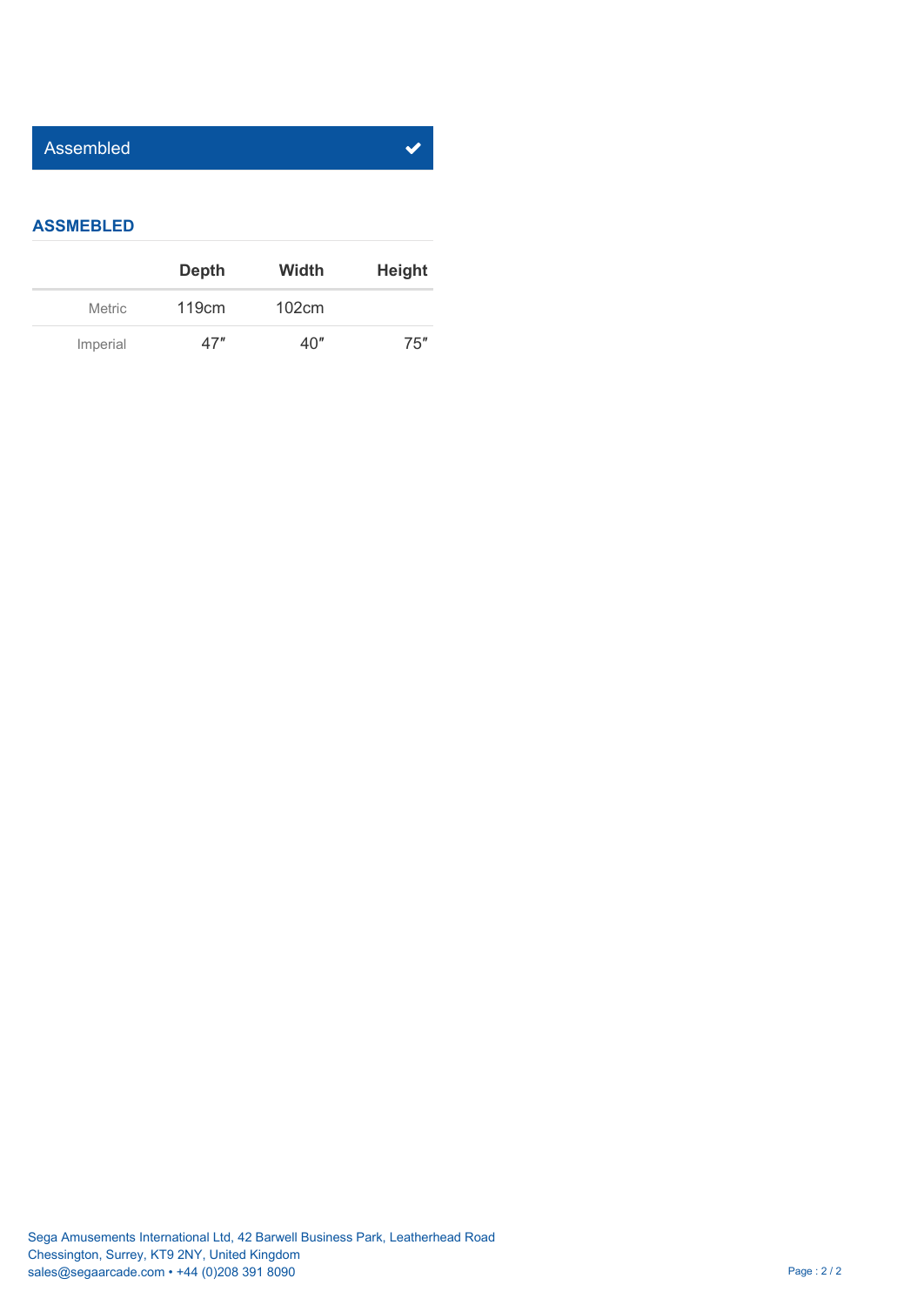## Assembled ✔

### ASSMEBLED

| | Depth | Width | Height |
|---|---|---|---|
| Metric | 119cm | 102cm | |
| Imperial | 47″ | 40″ | 75″ |

Sega Amusements International Ltd, 42 Barwell Business Park, Leatherhead Road
Chessington, Surrey, KT9 2NY, United Kingdom
sales@segaarcade.com • +44 (0)208 391 8090